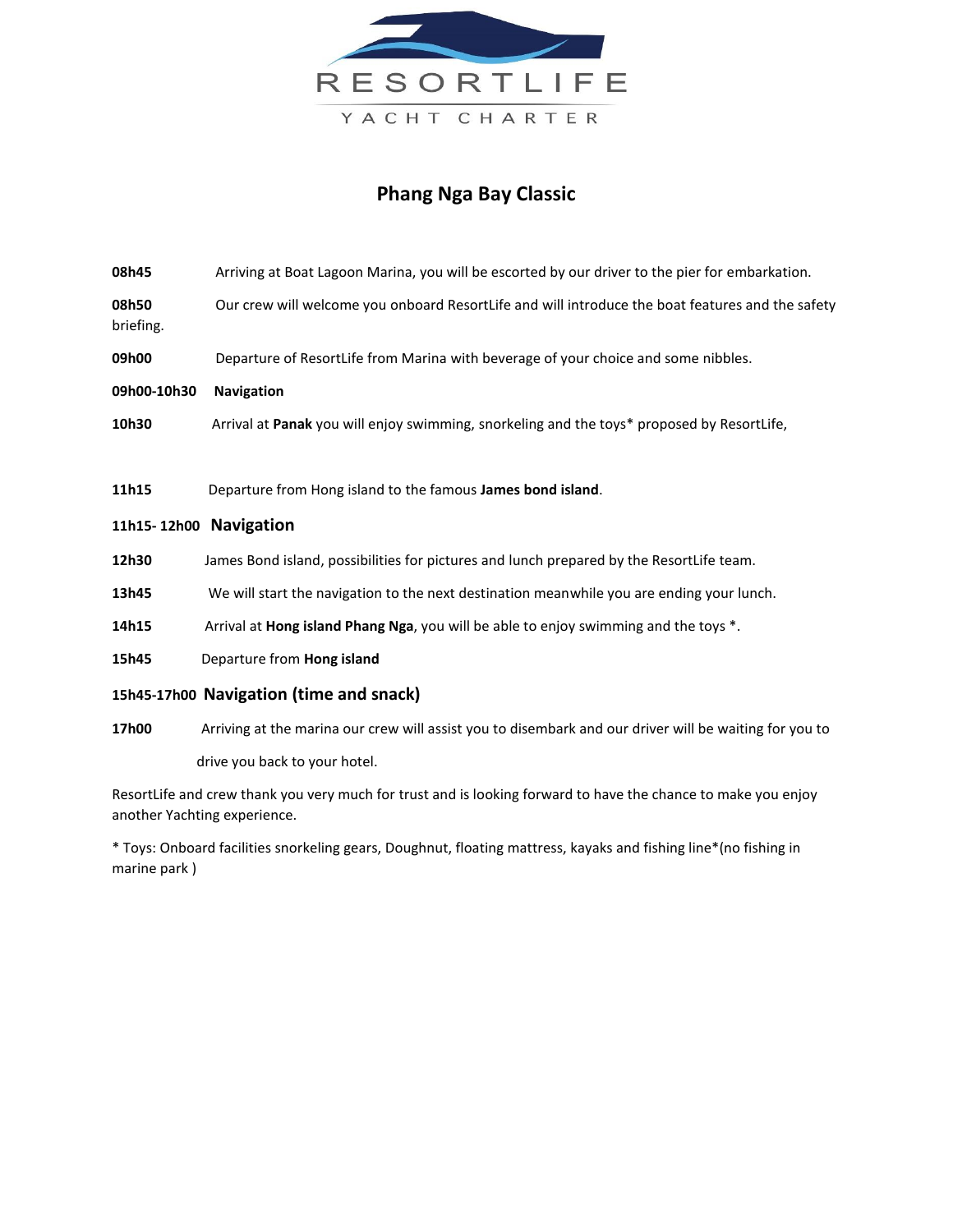RESORTLIFE

YACHT CHARTER

# Phang Nga Bay Classic

**08h45** Arriving at Boat Lagoon Marina, you will be escorted by our driver to the pier for embarkation.

**08h50** Our crew will welcome you onboard ResortLife and will introduce the boat features and the safety briefing.

**09h00** Departure of ResortLife from Marina with beverage of your choice and some nibbles.

**09h00-10h30** **Navigation**

**10h30** Arrival at **Panak** you will enjoy swimming, snorkeling and the toys* proposed by ResortLife,

**11h15** Departure from Hong island to the famous **James bond island**.

**11h15- 12h00** **Navigation**

**12h30** James Bond island, possibilities for pictures and lunch prepared by the ResortLife team.

**13h45** We will start the navigation to the next destination meanwhile you are ending your lunch.

**14h15** Arrival at **Hong island Phang Nga**, you will be able to enjoy swimming and the toys *.

**15h45** Departure from **Hong island**

**15h45-17h00** **Navigation (time and snack)**

**17h00** Arriving at the marina our crew will assist you to disembark and our driver will be waiting for you to drive you back to your hotel.

ResortLife and crew thank you very much for trust and is looking forward to have the chance to make you enjoy another Yachting experience.

* Toys: Onboard facilities snorkeling gears, Doughnut, floating mattress, kayaks and fishing line*(no fishing in marine park )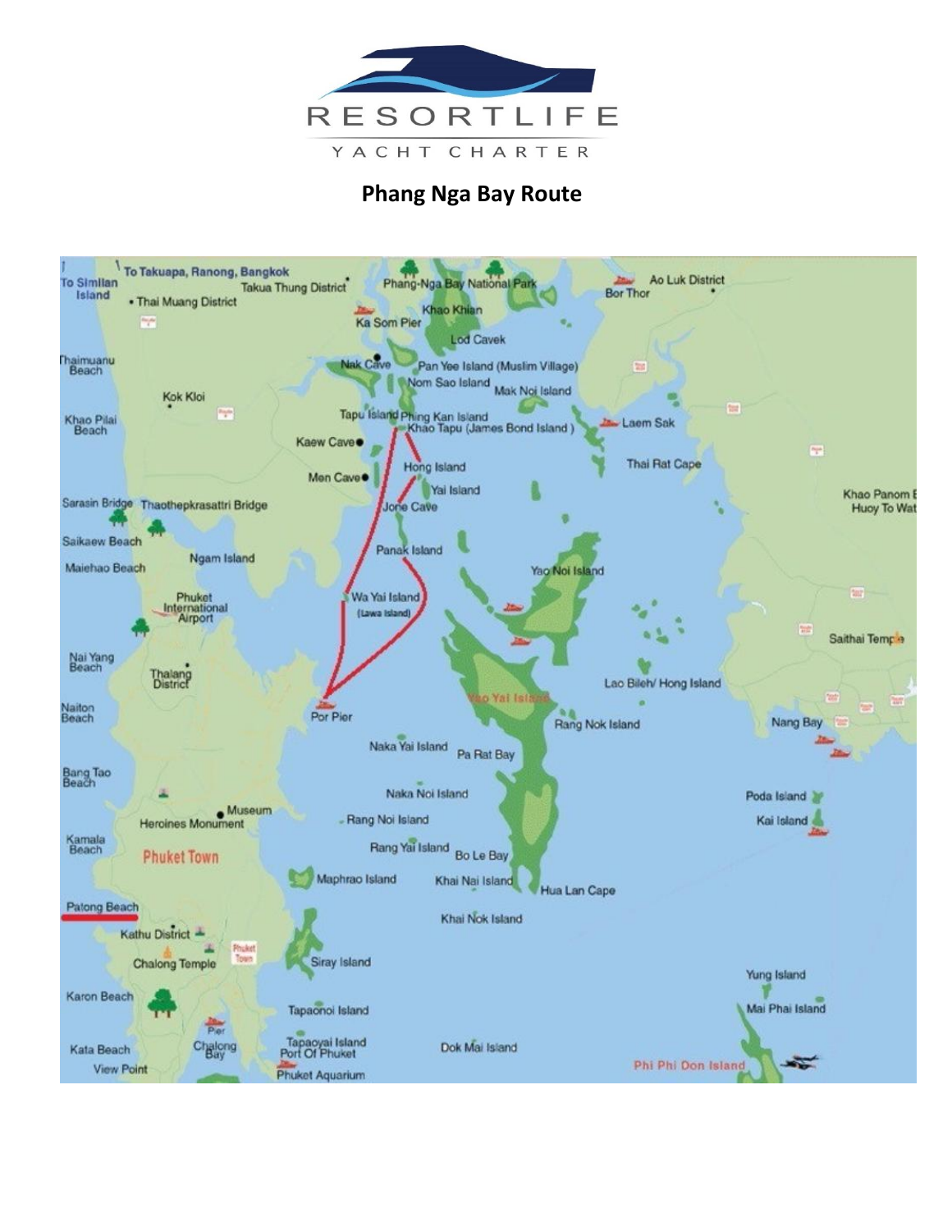RESORTLIFE

YACHT CHARTER

## Phang Nga Bay Route

To Similan Island
To Takuapa, Ranong, Bangkok
Takua Thung District
Thai Muang District
Phang-Nga Bay National Park
Ao Luk District
Bor Thor
Khao Khian
Ka Som Pier
Lod Cavek
Thaimuanu Beach
Nak Cave
Pan Yee Island (Muslim Village)
Nom Sao Island
Mak Noi Island
Kok Kloi
Khao Pilai Beach
Tapu Island
Phing Kan Island
Khao Tapu (James Bond Island)
Laem Sak
Kaew Cave
Hong Island
Thai Rat Cape
Men Cave
Yai Island
Khao Panom Bencha
Huoy To Waterfall
Sarasin Bridge
Thaothepkrasattri Bridge
Jone Cave
Saikaew Beach
Panak Island
Maiehao Beach
Ngam Island
Yao Noi Island
Phuket International Airport
Wa Yai Island
(Lawa Island)
Saithai Temple
Nai Yang Beach
Thalang District
Lao Bileh/ Hong Island
Naiton Beach
Por Pier
Yao Yai Island
Rang Nok Island
Nang Bay
Naka Yai Island
Pa Rat Bay
Bang Tao Beach
Naka Noi Island
Poda Island
Museum
Heroines Monument
Rang Noi Island
Kai Island
Kamala Beach
Rang Yai Island
Bo Le Bay
Phuket Town
Maphrao Island
Khai Nai Island
Hua Lan Cape
Patong Beach
Khai Nok Island
Kathu District
Chalong Temple
Siray Island
Yung Island
Karon Beach
Tapaonoi Island
Mai Phai Island
Pier
Kata Beach
Chalong Bay
Tapaoyai Island
Port Of Phuket
Dok Mai Island
Phi Phi Don Island
View Point
Phuket Aquarium